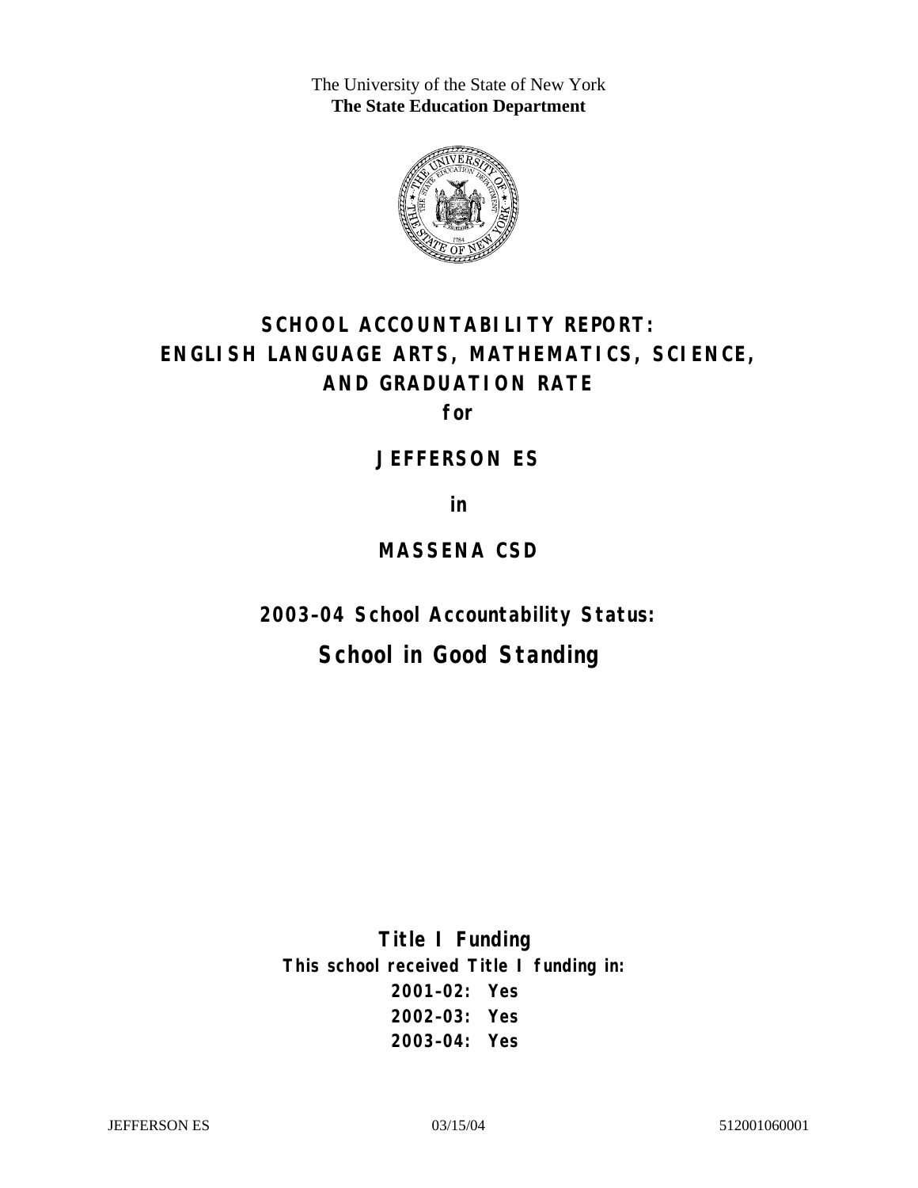The University of the State of New York
**The State Education Department**

# SCHOOL ACCOUNTABILITY REPORT: ENGLISH LANGUAGE ARTS, MATHEMATICS, SCIENCE, AND GRADUATION RATE

**for**

## JEFFERSON ES

**in**

## MASSENA CSD

**2003–04 School Accountability Status:**

## School in Good Standing

**Title I Funding**

**This school received Title I funding in:**

**2001–02: Yes**
**2002–03: Yes**
**2003–04: Yes**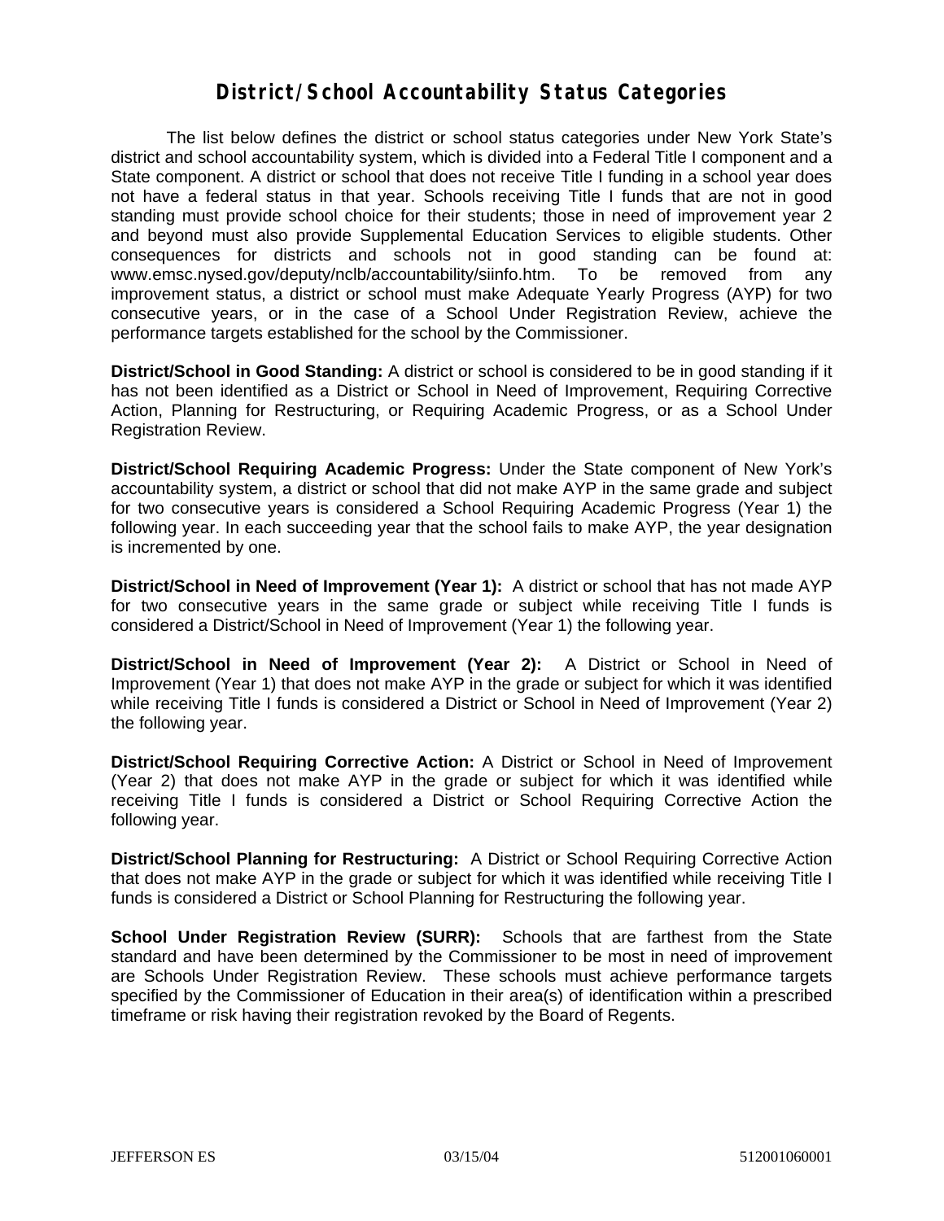# District/School Accountability Status Categories

The list below defines the district or school status categories under New York State's district and school accountability system, which is divided into a Federal Title I component and a State component. A district or school that does not receive Title I funding in a school year does not have a federal status in that year. Schools receiving Title I funds that are not in good standing must provide school choice for their students; those in need of improvement year 2 and beyond must also provide Supplemental Education Services to eligible students. Other consequences for districts and schools not in good standing can be found at: www.emsc.nysed.gov/deputy/nclb/accountability/siinfo.htm. To be removed from any improvement status, a district or school must make Adequate Yearly Progress (AYP) for two consecutive years, or in the case of a School Under Registration Review, achieve the performance targets established for the school by the Commissioner.

**District/School in Good Standing:** A district or school is considered to be in good standing if it has not been identified as a District or School in Need of Improvement, Requiring Corrective Action, Planning for Restructuring, or Requiring Academic Progress, or as a School Under Registration Review.

**District/School Requiring Academic Progress:** Under the State component of New York's accountability system, a district or school that did not make AYP in the same grade and subject for two consecutive years is considered a School Requiring Academic Progress (Year 1) the following year. In each succeeding year that the school fails to make AYP, the year designation is incremented by one.

**District/School in Need of Improvement (Year 1):** A district or school that has not made AYP for two consecutive years in the same grade or subject while receiving Title I funds is considered a District/School in Need of Improvement (Year 1) the following year.

**District/School in Need of Improvement (Year 2):** A District or School in Need of Improvement (Year 1) that does not make AYP in the grade or subject for which it was identified while receiving Title I funds is considered a District or School in Need of Improvement (Year 2) the following year.

**District/School Requiring Corrective Action:** A District or School in Need of Improvement (Year 2) that does not make AYP in the grade or subject for which it was identified while receiving Title I funds is considered a District or School Requiring Corrective Action the following year.

**District/School Planning for Restructuring:** A District or School Requiring Corrective Action that does not make AYP in the grade or subject for which it was identified while receiving Title I funds is considered a District or School Planning for Restructuring the following year.

**School Under Registration Review (SURR):** Schools that are farthest from the State standard and have been determined by the Commissioner to be most in need of improvement are Schools Under Registration Review. These schools must achieve performance targets specified by the Commissioner of Education in their area(s) of identification within a prescribed timeframe or risk having their registration revoked by the Board of Regents.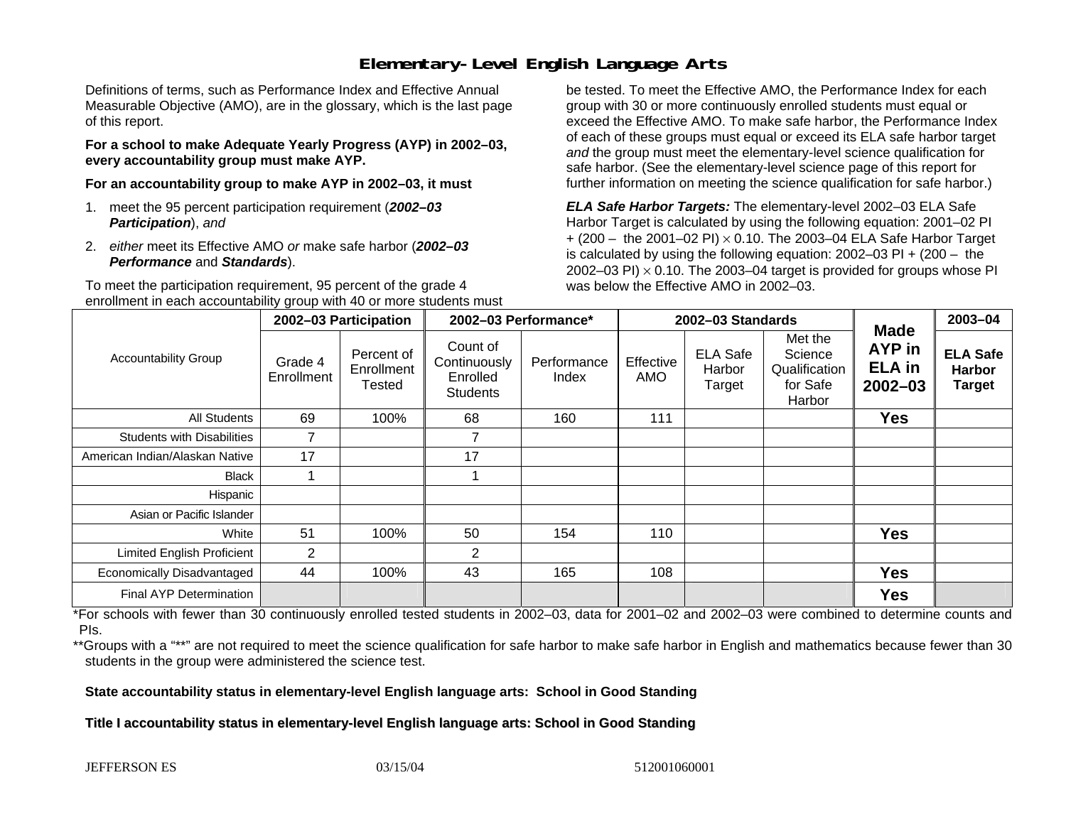## Elementary-Level English Language Arts

Definitions of terms, such as Performance Index and Effective Annual Measurable Objective (AMO), are in the glossary, which is the last page of this report.

**For a school to make Adequate Yearly Progress (AYP) in 2002–03, every accountability group must make AYP.**

**For an accountability group to make AYP in 2002–03, it must**

1. meet the 95 percent participation requirement (***2002–03 Participation***), *and*
2. *either* meet its Effective AMO *or* make safe harbor (***2002–03 Performance*** and ***Standards***).

To meet the participation requirement, 95 percent of the grade 4 enrollment in each accountability group with 40 or more students must be tested. To meet the Effective AMO, the Performance Index for each group with 30 or more continuously enrolled students must equal or exceed the Effective AMO. To make safe harbor, the Performance Index of each of these groups must equal or exceed its ELA safe harbor target *and* the group must meet the elementary-level science qualification for safe harbor. (See the elementary-level science page of this report for further information on meeting the science qualification for safe harbor.)

***ELA Safe Harbor Targets:*** The elementary-level 2002–03 ELA Safe Harbor Target is calculated by using the following equation: 2001–02 PI + (200 – the 2001–02 PI) × 0.10. The 2003–04 ELA Safe Harbor Target is calculated by using the following equation: 2002–03 PI + (200 – the 2002–03 PI) × 0.10. The 2003–04 target is provided for groups whose PI was below the Effective AMO in 2002–03.

| Accountability Group | 2002–03 Participation | | 2002–03 Performance* | | 2002–03 Standards | | | Made AYP in ELA in 2002–03 | 2003–04 |
|---|---|---|---|---|---|---|---|---|---|
| | Grade 4 Enrollment | Percent of Enrollment Tested | Count of Continuously Enrolled Students | Performance Index | Effective AMO | ELA Safe Harbor Target | Met the Science Qualification for Safe Harbor | | ELA Safe Harbor Target |
| All Students | 69 | 100% | 68 | 160 | 111 | | | **Yes** | |
| Students with Disabilities | 7 | | 7 | | | | | | |
| American Indian/Alaskan Native | 17 | | 17 | | | | | | |
| Black | 1 | | 1 | | | | | | |
| Hispanic | | | | | | | | | |
| Asian or Pacific Islander | | | | | | | | | |
| White | 51 | 100% | 50 | 154 | 110 | | | **Yes** | |
| Limited English Proficient | 2 | | 2 | | | | | | |
| Economically Disadvantaged | 44 | 100% | 43 | 165 | 108 | | | **Yes** | |
| Final AYP Determination | | | | | | | | **Yes** | |

*For schools with fewer than 30 continuously enrolled tested students in 2002–03, data for 2001–02 and 2002–03 were combined to determine counts and PIs.

**Groups with a "**" are not required to meet the science qualification for safe harbor to make safe harbor in English and mathematics because fewer than 30 students in the group were administered the science test.

**State accountability status in elementary-level English language arts: School in Good Standing**

**Title I accountability status in elementary-level English language arts: School in Good Standing**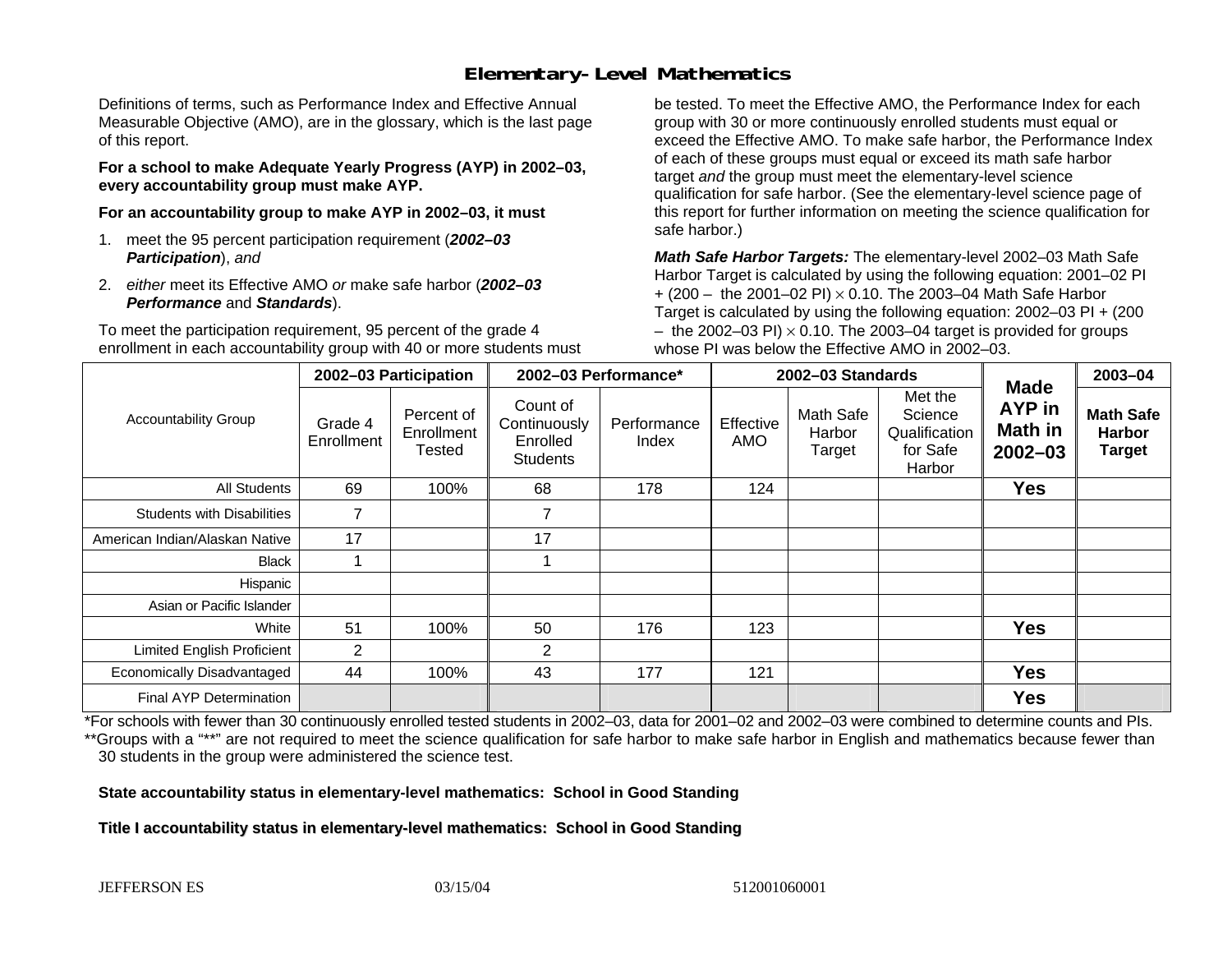## Elementary-Level Mathematics

Definitions of terms, such as Performance Index and Effective Annual Measurable Objective (AMO), are in the glossary, which is the last page of this report.

**For a school to make Adequate Yearly Progress (AYP) in 2002–03, every accountability group must make AYP.**

**For an accountability group to make AYP in 2002–03, it must**

1. meet the 95 percent participation requirement (***2002–03 Participation***), *and*
2. *either* meet its Effective AMO *or* make safe harbor (***2002–03 Performance*** and ***Standards***).

To meet the participation requirement, 95 percent of the grade 4 enrollment in each accountability group with 40 or more students must be tested. To meet the Effective AMO, the Performance Index for each group with 30 or more continuously enrolled students must equal or exceed the Effective AMO. To make safe harbor, the Performance Index of each of these groups must equal or exceed its math safe harbor target *and* the group must meet the elementary-level science qualification for safe harbor. (See the elementary-level science page of this report for further information on meeting the science qualification for safe harbor.)

***Math Safe Harbor Targets:*** The elementary-level 2002–03 Math Safe Harbor Target is calculated by using the following equation: 2001–02 PI + (200 – the 2001–02 PI) $\times$ 0.10. The 2003–04 Math Safe Harbor Target is calculated by using the following equation: 2002–03 PI + (200 – the 2002–03 PI) $\times$ 0.10. The 2003–04 target is provided for groups whose PI was below the Effective AMO in 2002–03.

| Accountability Group | 2002–03 Participation | | 2002–03 Performance* | | 2002–03 Standards | | | Made AYP in Math in 2002–03 | 2003–04 |
|---|---|---|---|---|---|---|---|---|---|
| | Grade 4 Enrollment | Percent of Enrollment Tested | Count of Continuously Enrolled Students | Performance Index | Effective AMO | Math Safe Harbor Target | Met the Science Qualification for Safe Harbor | | Math Safe Harbor Target |
| All Students | 69 | 100% | 68 | 178 | 124 | | | **Yes** | |
| Students with Disabilities | 7 | | 7 | | | | | | |
| American Indian/Alaskan Native | 17 | | 17 | | | | | | |
| Black | 1 | | 1 | | | | | | |
| Hispanic | | | | | | | | | |
| Asian or Pacific Islander | | | | | | | | | |
| White | 51 | 100% | 50 | 176 | 123 | | | **Yes** | |
| Limited English Proficient | 2 | | 2 | | | | | | |
| Economically Disadvantaged | 44 | 100% | 43 | 177 | 121 | | | **Yes** | |
| Final AYP Determination | | | | | | | | **Yes** | |

*For schools with fewer than 30 continuously enrolled tested students in 2002–03, data for 2001–02 and 2002–03 were combined to determine counts and PIs.

**Groups with a "**" are not required to meet the science qualification for safe harbor to make safe harbor in English and mathematics because fewer than 30 students in the group were administered the science test.

**State accountability status in elementary-level mathematics: School in Good Standing**

**Title I accountability status in elementary-level mathematics: School in Good Standing**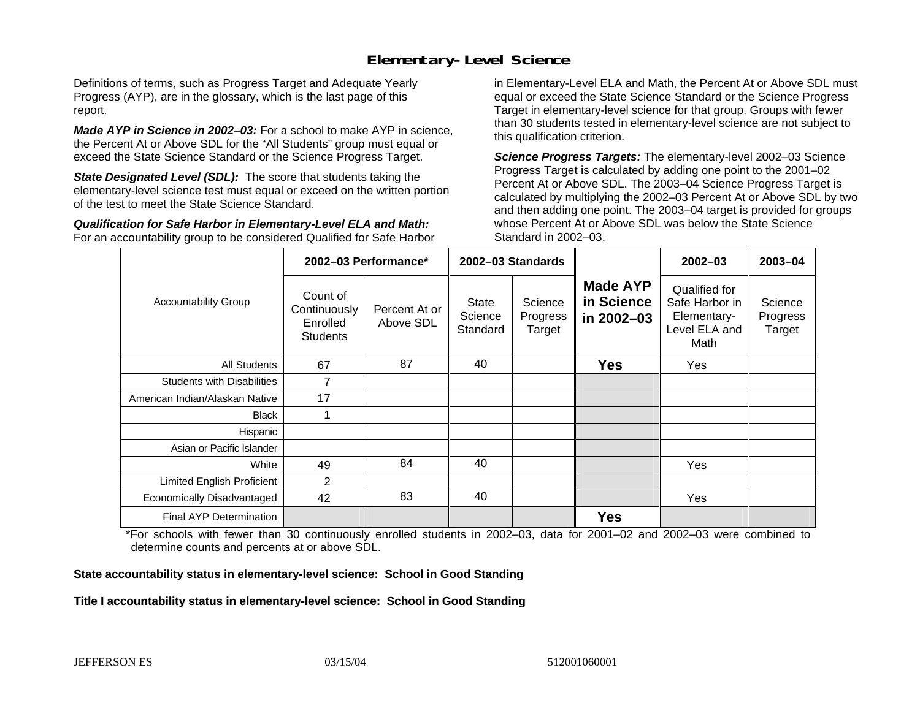# Elementary-Level Science

Definitions of terms, such as Progress Target and Adequate Yearly Progress (AYP), are in the glossary, which is the last page of this report.

***Made AYP in Science in 2002–03:*** For a school to make AYP in science, the Percent At or Above SDL for the "All Students" group must equal or exceed the State Science Standard or the Science Progress Target.

***State Designated Level (SDL):*** The score that students taking the elementary-level science test must equal or exceed on the written portion of the test to meet the State Science Standard.

***Qualification for Safe Harbor in Elementary-Level ELA and Math:*** For an accountability group to be considered Qualified for Safe Harbor in Elementary-Level ELA and Math, the Percent At or Above SDL must equal or exceed the State Science Standard or the Science Progress Target in elementary-level science for that group. Groups with fewer than 30 students tested in elementary-level science are not subject to this qualification criterion.

***Science Progress Targets:*** The elementary-level 2002–03 Science Progress Target is calculated by adding one point to the 2001–02 Percent At or Above SDL. The 2003–04 Science Progress Target is calculated by multiplying the 2002–03 Percent At or Above SDL by two and then adding one point. The 2003–04 target is provided for groups whose Percent At or Above SDL was below the State Science Standard in 2002–03.

| Accountability Group | 2002–03 Performance* | | 2002–03 Standards | | Made AYP in Science in 2002–03 | 2002–03 | 2003–04 |
|---|---|---|---|---|---|---|---|
| | Count of Continuously Enrolled Students | Percent At or Above SDL | State Science Standard | Science Progress Target | | Qualified for Safe Harbor in Elementary-Level ELA and Math | Science Progress Target |
| All Students | 67 | 87 | 40 | | **Yes** | Yes | |
| Students with Disabilities | 7 | | | | | | |
| American Indian/Alaskan Native | 17 | | | | | | |
| Black | 1 | | | | | | |
| Hispanic | | | | | | | |
| Asian or Pacific Islander | | | | | | | |
| White | 49 | 84 | 40 | | | Yes | |
| Limited English Proficient | 2 | | | | | | |
| Economically Disadvantaged | 42 | 83 | 40 | | | Yes | |
| Final AYP Determination | | | | | **Yes** | | |

*For schools with fewer than 30 continuously enrolled students in 2002–03, data for 2001–02 and 2002–03 were combined to determine counts and percents at or above SDL.

**State accountability status in elementary-level science: School in Good Standing**

**Title I accountability status in elementary-level science: School in Good Standing**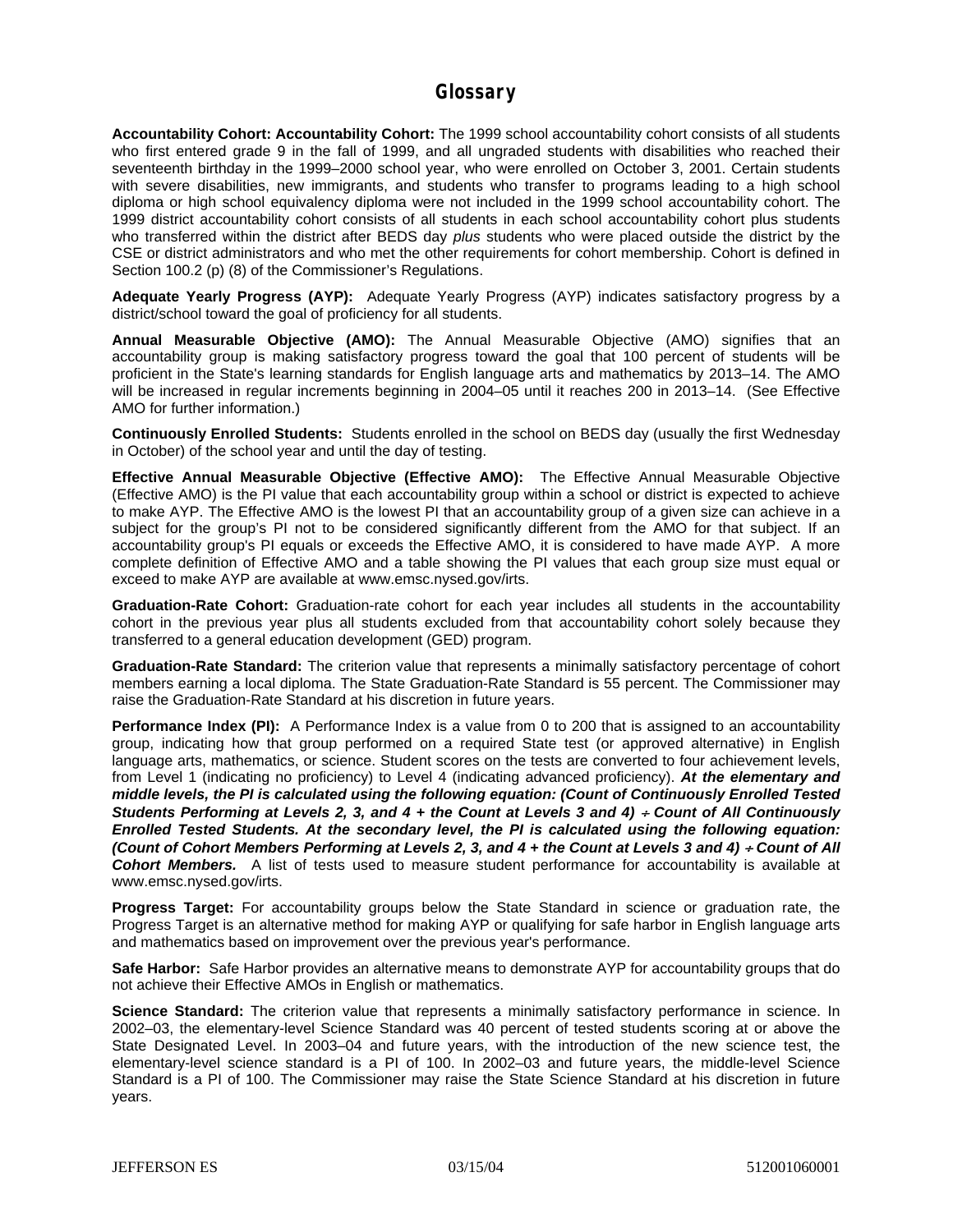# Glossary

**Accountability Cohort: Accountability Cohort:** The 1999 school accountability cohort consists of all students who first entered grade 9 in the fall of 1999, and all ungraded students with disabilities who reached their seventeenth birthday in the 1999–2000 school year, who were enrolled on October 3, 2001. Certain students with severe disabilities, new immigrants, and students who transfer to programs leading to a high school diploma or high school equivalency diploma were not included in the 1999 school accountability cohort. The 1999 district accountability cohort consists of all students in each school accountability cohort plus students who transferred within the district after BEDS day *plus* students who were placed outside the district by the CSE or district administrators and who met the other requirements for cohort membership. Cohort is defined in Section 100.2 (p) (8) of the Commissioner's Regulations.

**Adequate Yearly Progress (AYP):** Adequate Yearly Progress (AYP) indicates satisfactory progress by a district/school toward the goal of proficiency for all students.

**Annual Measurable Objective (AMO):** The Annual Measurable Objective (AMO) signifies that an accountability group is making satisfactory progress toward the goal that 100 percent of students will be proficient in the State's learning standards for English language arts and mathematics by 2013–14. The AMO will be increased in regular increments beginning in 2004–05 until it reaches 200 in 2013–14. (See Effective AMO for further information.)

**Continuously Enrolled Students:** Students enrolled in the school on BEDS day (usually the first Wednesday in October) of the school year and until the day of testing.

**Effective Annual Measurable Objective (Effective AMO):** The Effective Annual Measurable Objective (Effective AMO) is the PI value that each accountability group within a school or district is expected to achieve to make AYP. The Effective AMO is the lowest PI that an accountability group of a given size can achieve in a subject for the group's PI not to be considered significantly different from the AMO for that subject. If an accountability group's PI equals or exceeds the Effective AMO, it is considered to have made AYP. A more complete definition of Effective AMO and a table showing the PI values that each group size must equal or exceed to make AYP are available at www.emsc.nysed.gov/irts.

**Graduation-Rate Cohort:** Graduation-rate cohort for each year includes all students in the accountability cohort in the previous year plus all students excluded from that accountability cohort solely because they transferred to a general education development (GED) program.

**Graduation-Rate Standard:** The criterion value that represents a minimally satisfactory percentage of cohort members earning a local diploma. The State Graduation-Rate Standard is 55 percent. The Commissioner may raise the Graduation-Rate Standard at his discretion in future years.

**Performance Index (PI):** A Performance Index is a value from 0 to 200 that is assigned to an accountability group, indicating how that group performed on a required State test (or approved alternative) in English language arts, mathematics, or science. Student scores on the tests are converted to four achievement levels, from Level 1 (indicating no proficiency) to Level 4 (indicating advanced proficiency). ***At the elementary and middle levels, the PI is calculated using the following equation: (Count of Continuously Enrolled Tested Students Performing at Levels 2, 3, and 4 + the Count at Levels 3 and 4) ÷ Count of All Continuously Enrolled Tested Students. At the secondary level, the PI is calculated using the following equation: (Count of Cohort Members Performing at Levels 2, 3, and 4 + the Count at Levels 3 and 4) ÷ Count of All Cohort Members.*** A list of tests used to measure student performance for accountability is available at www.emsc.nysed.gov/irts.

**Progress Target:** For accountability groups below the State Standard in science or graduation rate, the Progress Target is an alternative method for making AYP or qualifying for safe harbor in English language arts and mathematics based on improvement over the previous year's performance.

**Safe Harbor:** Safe Harbor provides an alternative means to demonstrate AYP for accountability groups that do not achieve their Effective AMOs in English or mathematics.

**Science Standard:** The criterion value that represents a minimally satisfactory performance in science. In 2002–03, the elementary-level Science Standard was 40 percent of tested students scoring at or above the State Designated Level. In 2003–04 and future years, with the introduction of the new science test, the elementary-level science standard is a PI of 100. In 2002–03 and future years, the middle-level Science Standard is a PI of 100. The Commissioner may raise the State Science Standard at his discretion in future years.